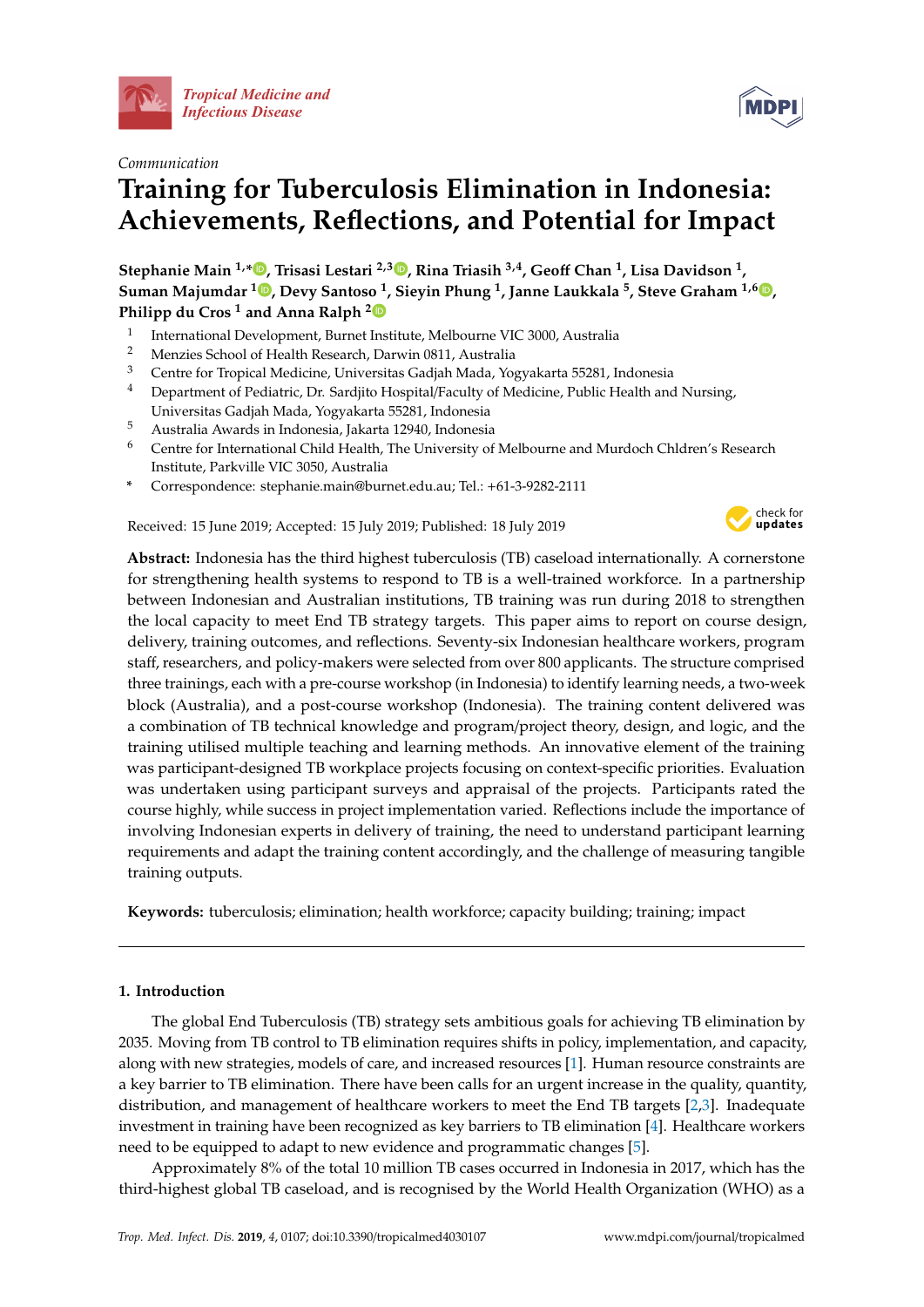*Communication*

# Training for Tuberculosis Elimination in Indonesia: Achievements, Reflections, and Potential for Impact

**Stephanie Main [1,*], Trisasi Lestari [2,3], Rina Triasih [3,4], Geoff Chan [1], Lisa Davidson [1], Suman Majumdar [1], Devy Santoso [1], Sieyin Phung [1], Janne Laukkala [5], Steve Graham [1,6], Philipp du Cros [1] and Anna Ralph [2]**

1. International Development, Burnet Institute, Melbourne VIC 3000, Australia
2. Menzies School of Health Research, Darwin 0811, Australia
3. Centre for Tropical Medicine, Universitas Gadjah Mada, Yogyakarta 55281, Indonesia
4. Department of Pediatric, Dr. Sardjito Hospital/Faculty of Medicine, Public Health and Nursing, Universitas Gadjah Mada, Yogyakarta 55281, Indonesia
5. Australia Awards in Indonesia, Jakarta 12940, Indonesia
6. Centre for International Child Health, The University of Melbourne and Murdoch Chldren's Research Institute, Parkville VIC 3050, Australia

\* Correspondence: stephanie.main@burnet.edu.au; Tel.: +61-3-9282-2111

Received: 15 June 2019; Accepted: 15 July 2019; Published: 18 July 2019

**Abstract:** Indonesia has the third highest tuberculosis (TB) caseload internationally. A cornerstone for strengthening health systems to respond to TB is a well-trained workforce. In a partnership between Indonesian and Australian institutions, TB training was run during 2018 to strengthen the local capacity to meet End TB strategy targets. This paper aims to report on course design, delivery, training outcomes, and reflections. Seventy-six Indonesian healthcare workers, program staff, researchers, and policy-makers were selected from over 800 applicants. The structure comprised three trainings, each with a pre-course workshop (in Indonesia) to identify learning needs, a two-week block (Australia), and a post-course workshop (Indonesia). The training content delivered was a combination of TB technical knowledge and program/project theory, design, and logic, and the training utilised multiple teaching and learning methods. An innovative element of the training was participant-designed TB workplace projects focusing on context-specific priorities. Evaluation was undertaken using participant surveys and appraisal of the projects. Participants rated the course highly, while success in project implementation varied. Reflections include the importance of involving Indonesian experts in delivery of training, the need to understand participant learning requirements and adapt the training content accordingly, and the challenge of measuring tangible training outputs.

**Keywords:** tuberculosis; elimination; health workforce; capacity building; training; impact

## 1. Introduction

The global End Tuberculosis (TB) strategy sets ambitious goals for achieving TB elimination by 2035. Moving from TB control to TB elimination requires shifts in policy, implementation, and capacity, along with new strategies, models of care, and increased resources [1]. Human resource constraints are a key barrier to TB elimination. There have been calls for an urgent increase in the quality, quantity, distribution, and management of healthcare workers to meet the End TB targets [2,3]. Inadequate investment in training have been recognized as key barriers to TB elimination [4]. Healthcare workers need to be equipped to adapt to new evidence and programmatic changes [5].

Approximately 8% of the total 10 million TB cases occurred in Indonesia in 2017, which has the third-highest global TB caseload, and is recognised by the World Health Organization (WHO) as a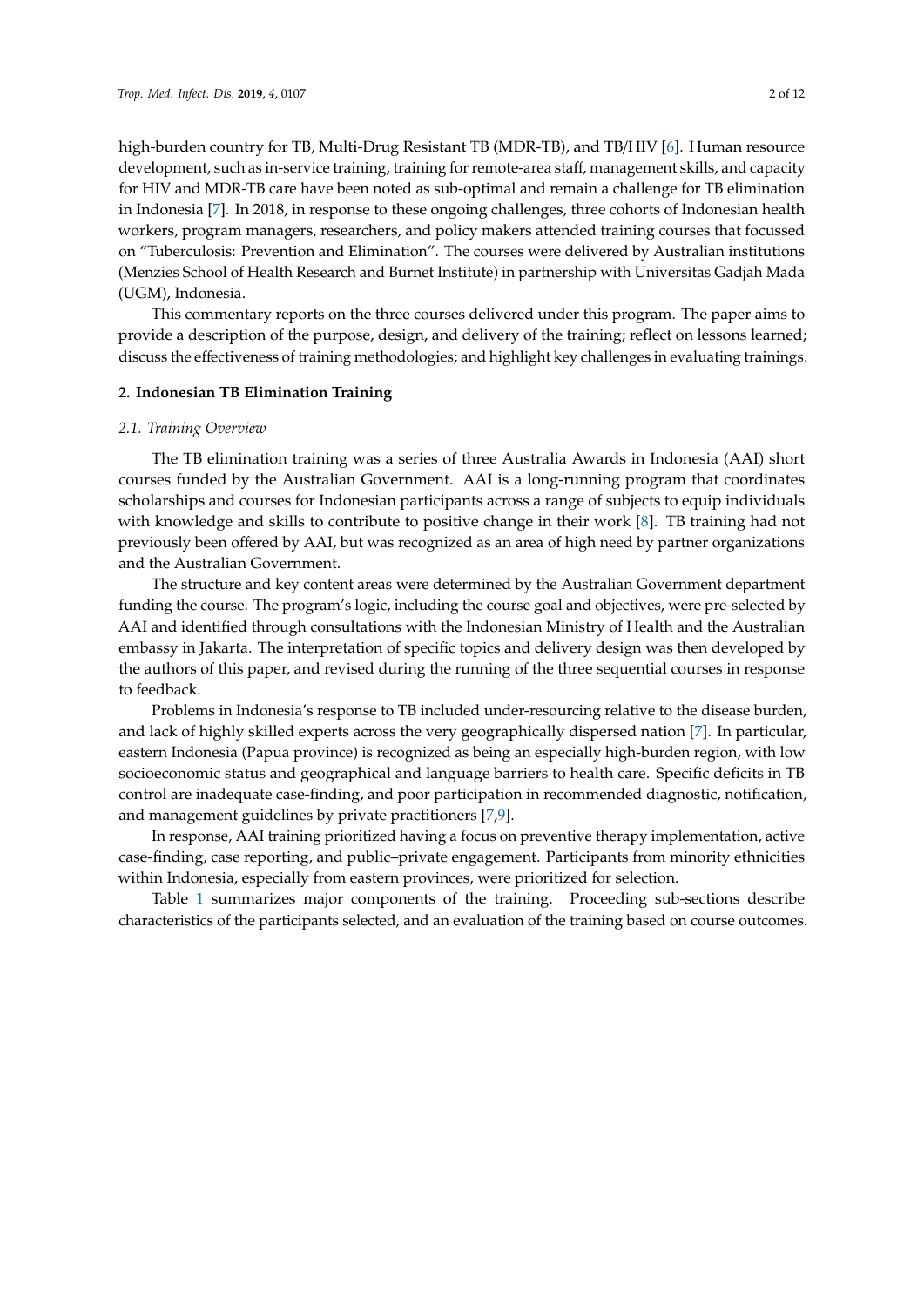high-burden country for TB, Multi-Drug Resistant TB (MDR-TB), and TB/HIV [6]. Human resource development, such as in-service training, training for remote-area staff, management skills, and capacity for HIV and MDR-TB care have been noted as sub-optimal and remain a challenge for TB elimination in Indonesia [7]. In 2018, in response to these ongoing challenges, three cohorts of Indonesian health workers, program managers, researchers, and policy makers attended training courses that focussed on "Tuberculosis: Prevention and Elimination". The courses were delivered by Australian institutions (Menzies School of Health Research and Burnet Institute) in partnership with Universitas Gadjah Mada (UGM), Indonesia.

This commentary reports on the three courses delivered under this program. The paper aims to provide a description of the purpose, design, and delivery of the training; reflect on lessons learned; discuss the effectiveness of training methodologies; and highlight key challenges in evaluating trainings.

## 2. Indonesian TB Elimination Training

### *2.1. Training Overview*

The TB elimination training was a series of three Australia Awards in Indonesia (AAI) short courses funded by the Australian Government. AAI is a long-running program that coordinates scholarships and courses for Indonesian participants across a range of subjects to equip individuals with knowledge and skills to contribute to positive change in their work [8]. TB training had not previously been offered by AAI, but was recognized as an area of high need by partner organizations and the Australian Government.

The structure and key content areas were determined by the Australian Government department funding the course. The program's logic, including the course goal and objectives, were pre-selected by AAI and identified through consultations with the Indonesian Ministry of Health and the Australian embassy in Jakarta. The interpretation of specific topics and delivery design was then developed by the authors of this paper, and revised during the running of the three sequential courses in response to feedback.

Problems in Indonesia's response to TB included under-resourcing relative to the disease burden, and lack of highly skilled experts across the very geographically dispersed nation [7]. In particular, eastern Indonesia (Papua province) is recognized as being an especially high-burden region, with low socioeconomic status and geographical and language barriers to health care. Specific deficits in TB control are inadequate case-finding, and poor participation in recommended diagnostic, notification, and management guidelines by private practitioners [7,9].

In response, AAI training prioritized having a focus on preventive therapy implementation, active case-finding, case reporting, and public–private engagement. Participants from minority ethnicities within Indonesia, especially from eastern provinces, were prioritized for selection.

Table 1 summarizes major components of the training. Proceeding sub-sections describe characteristics of the participants selected, and an evaluation of the training based on course outcomes.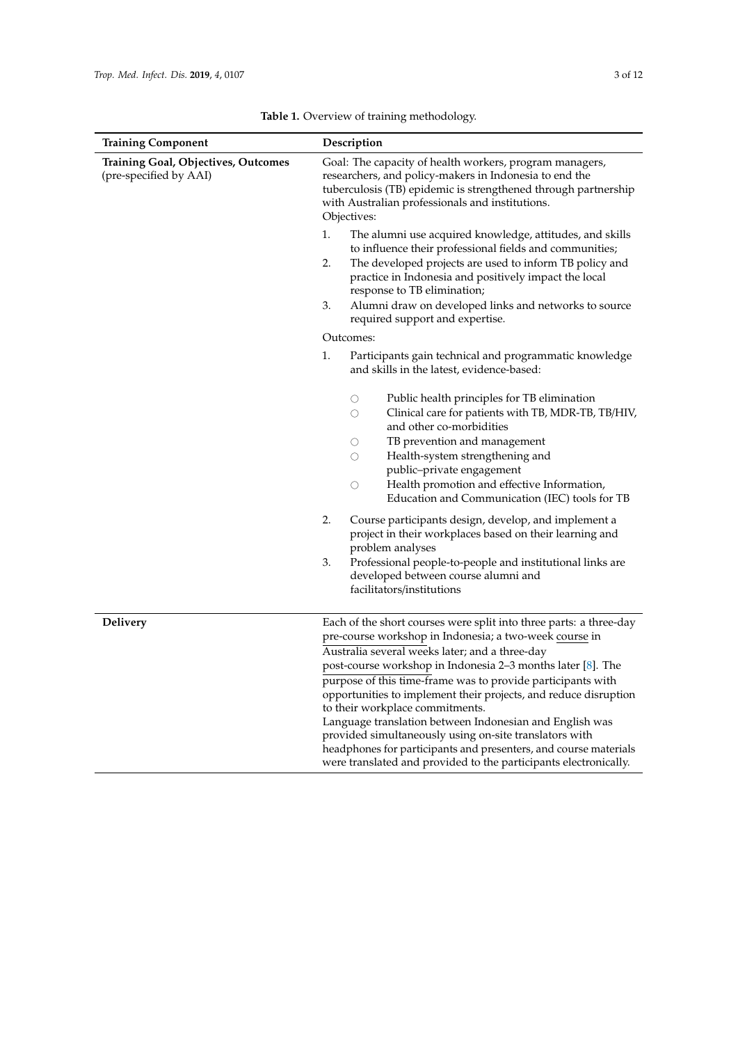**Table 1.** Overview of training methodology.

| Training Component | Description |
| --- | --- |
| **Training Goal, Objectives, Outcomes** (pre-specified by AAI) | Goal: The capacity of health workers, program managers, researchers, and policy-makers in Indonesia to end the tuberculosis (TB) epidemic is strengthened through partnership with Australian professionals and institutions.<br>Objectives:<br>1. The alumni use acquired knowledge, attitudes, and skills to influence their professional fields and communities;<br>2. The developed projects are used to inform TB policy and practice in Indonesia and positively impact the local response to TB elimination;<br>3. Alumni draw on developed links and networks to source required support and expertise.<br>Outcomes:<br>1. Participants gain technical and programmatic knowledge and skills in the latest, evidence-based:<br>○ Public health principles for TB elimination<br>○ Clinical care for patients with TB, MDR-TB, TB/HIV, and other co-morbidities<br>○ TB prevention and management<br>○ Health-system strengthening and public–private engagement<br>○ Health promotion and effective Information, Education and Communication (IEC) tools for TB<br>2. Course participants design, develop, and implement a project in their workplaces based on their learning and problem analyses<br>3. Professional people-to-people and institutional links are developed between course alumni and facilitators/institutions |
| **Delivery** | Each of the short courses were split into three parts: a three-day pre-course workshop in Indonesia; a two-week course in Australia several weeks later; and a three-day post-course workshop in Indonesia 2–3 months later [8]. The purpose of this time-frame was to provide participants with opportunities to implement their projects, and reduce disruption to their workplace commitments.<br>Language translation between Indonesian and English was provided simultaneously using on-site translators with headphones for participants and presenters, and course materials were translated and provided to the participants electronically. |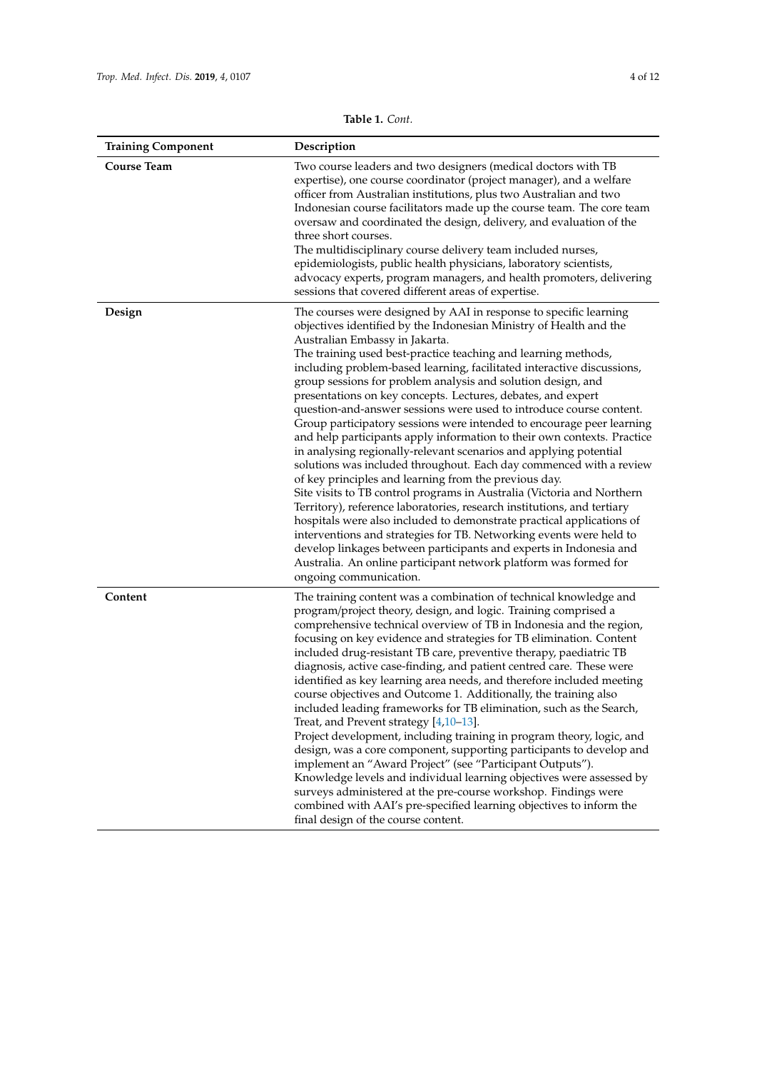**Table 1.** *Cont.*

| Training Component | Description |
| --- | --- |
| **Course Team** | Two course leaders and two designers (medical doctors with TB expertise), one course coordinator (project manager), and a welfare officer from Australian institutions, plus two Australian and two Indonesian course facilitators made up the course team. The core team oversaw and coordinated the design, delivery, and evaluation of the three short courses.<br>The multidisciplinary course delivery team included nurses, epidemiologists, public health physicians, laboratory scientists, advocacy experts, program managers, and health promoters, delivering sessions that covered different areas of expertise. |
| **Design** | The courses were designed by AAI in response to specific learning objectives identified by the Indonesian Ministry of Health and the Australian Embassy in Jakarta.<br>The training used best-practice teaching and learning methods, including problem-based learning, facilitated interactive discussions, group sessions for problem analysis and solution design, and presentations on key concepts. Lectures, debates, and expert question-and-answer sessions were used to introduce course content. Group participatory sessions were intended to encourage peer learning and help participants apply information to their own contexts. Practice in analysing regionally-relevant scenarios and applying potential solutions was included throughout. Each day commenced with a review of key principles and learning from the previous day.<br>Site visits to TB control programs in Australia (Victoria and Northern Territory), reference laboratories, research institutions, and tertiary hospitals were also included to demonstrate practical applications of interventions and strategies for TB. Networking events were held to develop linkages between participants and experts in Indonesia and Australia. An online participant network platform was formed for ongoing communication. |
| **Content** | The training content was a combination of technical knowledge and program/project theory, design, and logic. Training comprised a comprehensive technical overview of TB in Indonesia and the region, focusing on key evidence and strategies for TB elimination. Content included drug-resistant TB care, preventive therapy, paediatric TB diagnosis, active case-finding, and patient centred care. These were identified as key learning area needs, and therefore included meeting course objectives and Outcome 1. Additionally, the training also included leading frameworks for TB elimination, such as the Search, Treat, and Prevent strategy [4,10–13].<br>Project development, including training in program theory, logic, and design, was a core component, supporting participants to develop and implement an "Award Project" (see "Participant Outputs").<br>Knowledge levels and individual learning objectives were assessed by surveys administered at the pre-course workshop. Findings were combined with AAI's pre-specified learning objectives to inform the final design of the course content. |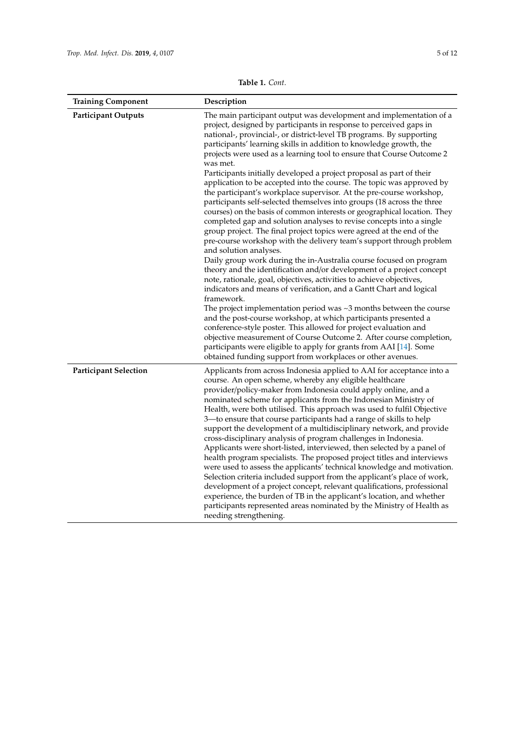**Table 1.** *Cont.*

| Training Component | Description |
| --- | --- |
| **Participant Outputs** | The main participant output was development and implementation of a project, designed by participants in response to perceived gaps in national-, provincial-, or district-level TB programs. By supporting participants' learning skills in addition to knowledge growth, the projects were used as a learning tool to ensure that Course Outcome 2 was met.<br>Participants initially developed a project proposal as part of their application to be accepted into the course. The topic was approved by the participant's workplace supervisor. At the pre-course workshop, participants self-selected themselves into groups (18 across the three courses) on the basis of common interests or geographical location. They completed gap and solution analyses to revise concepts into a single group project. The final project topics were agreed at the end of the pre-course workshop with the delivery team's support through problem and solution analyses.<br>Daily group work during the in-Australia course focused on program theory and the identification and/or development of a project concept note, rationale, goal, objectives, activities to achieve objectives, indicators and means of verification, and a Gantt Chart and logical framework.<br>The project implementation period was ~3 months between the course and the post-course workshop, at which participants presented a conference-style poster. This allowed for project evaluation and objective measurement of Course Outcome 2. After course completion, participants were eligible to apply for grants from AAI [14]. Some obtained funding support from workplaces or other avenues. |
| **Participant Selection** | Applicants from across Indonesia applied to AAI for acceptance into a course. An open scheme, whereby any eligible healthcare provider/policy-maker from Indonesia could apply online, and a nominated scheme for applicants from the Indonesian Ministry of Health, were both utilised. This approach was used to fulfil Objective 3—to ensure that course participants had a range of skills to help support the development of a multidisciplinary network, and provide cross-disciplinary analysis of program challenges in Indonesia. Applicants were short-listed, interviewed, then selected by a panel of health program specialists. The proposed project titles and interviews were used to assess the applicants' technical knowledge and motivation. Selection criteria included support from the applicant's place of work, development of a project concept, relevant qualifications, professional experience, the burden of TB in the applicant's location, and whether participants represented areas nominated by the Ministry of Health as needing strengthening. |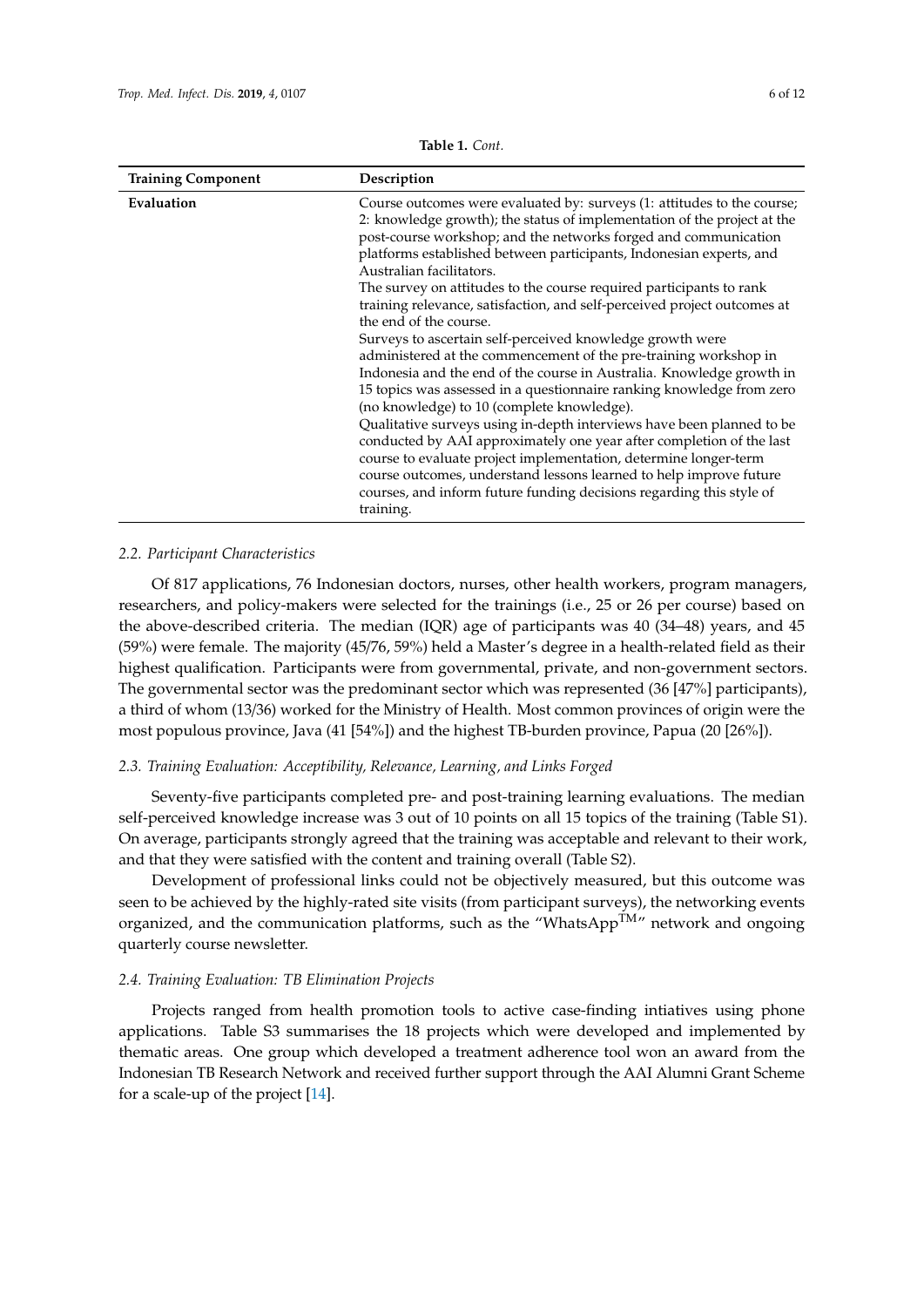**Table 1.** *Cont.*

| Training Component | Description |
|---|---|
| **Evaluation** | Course outcomes were evaluated by: surveys (1: attitudes to the course; 2: knowledge growth); the status of implementation of the project at the post-course workshop; and the networks forged and communication platforms established between participants, Indonesian experts, and Australian facilitators.<br>The survey on attitudes to the course required participants to rank training relevance, satisfaction, and self-perceived project outcomes at the end of the course.<br>Surveys to ascertain self-perceived knowledge growth were administered at the commencement of the pre-training workshop in Indonesia and the end of the course in Australia. Knowledge growth in 15 topics was assessed in a questionnaire ranking knowledge from zero (no knowledge) to 10 (complete knowledge).<br>Qualitative surveys using in-depth interviews have been planned to be conducted by AAI approximately one year after completion of the last course to evaluate project implementation, determine longer-term course outcomes, understand lessons learned to help improve future courses, and inform future funding decisions regarding this style of training. |

### *2.2. Participant Characteristics*

Of 817 applications, 76 Indonesian doctors, nurses, other health workers, program managers, researchers, and policy-makers were selected for the trainings (i.e., 25 or 26 per course) based on the above-described criteria. The median (IQR) age of participants was 40 (34–48) years, and 45 (59%) were female. The majority (45/76, 59%) held a Master's degree in a health-related field as their highest qualification. Participants were from governmental, private, and non-government sectors. The governmental sector was the predominant sector which was represented (36 [47%] participants), a third of whom (13/36) worked for the Ministry of Health. Most common provinces of origin were the most populous province, Java (41 [54%]) and the highest TB-burden province, Papua (20 [26%]).

### *2.3. Training Evaluation: Acceptibility, Relevance, Learning, and Links Forged*

Seventy-five participants completed pre- and post-training learning evaluations. The median self-perceived knowledge increase was 3 out of 10 points on all 15 topics of the training (Table S1). On average, participants strongly agreed that the training was acceptable and relevant to their work, and that they were satisfied with the content and training overall (Table S2).

Development of professional links could not be objectively measured, but this outcome was seen to be achieved by the highly-rated site visits (from participant surveys), the networking events organized, and the communication platforms, such as the "WhatsApp™" network and ongoing quarterly course newsletter.

### *2.4. Training Evaluation: TB Elimination Projects*

Projects ranged from health promotion tools to active case-finding intiatives using phone applications. Table S3 summarises the 18 projects which were developed and implemented by thematic areas. One group which developed a treatment adherence tool won an award from the Indonesian TB Research Network and received further support through the AAI Alumni Grant Scheme for a scale-up of the project [14].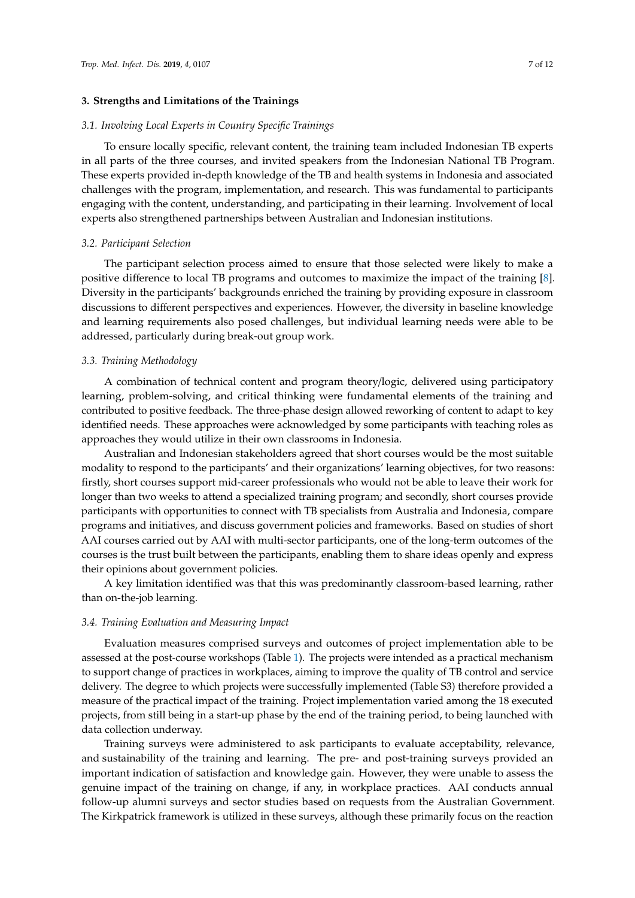## 3. Strengths and Limitations of the Trainings

### *3.1. Involving Local Experts in Country Specific Trainings*

To ensure locally specific, relevant content, the training team included Indonesian TB experts in all parts of the three courses, and invited speakers from the Indonesian National TB Program. These experts provided in-depth knowledge of the TB and health systems in Indonesia and associated challenges with the program, implementation, and research. This was fundamental to participants engaging with the content, understanding, and participating in their learning. Involvement of local experts also strengthened partnerships between Australian and Indonesian institutions.

### *3.2. Participant Selection*

The participant selection process aimed to ensure that those selected were likely to make a positive difference to local TB programs and outcomes to maximize the impact of the training [8]. Diversity in the participants' backgrounds enriched the training by providing exposure in classroom discussions to different perspectives and experiences. However, the diversity in baseline knowledge and learning requirements also posed challenges, but individual learning needs were able to be addressed, particularly during break-out group work.

### *3.3. Training Methodology*

A combination of technical content and program theory/logic, delivered using participatory learning, problem-solving, and critical thinking were fundamental elements of the training and contributed to positive feedback. The three-phase design allowed reworking of content to adapt to key identified needs. These approaches were acknowledged by some participants with teaching roles as approaches they would utilize in their own classrooms in Indonesia.

Australian and Indonesian stakeholders agreed that short courses would be the most suitable modality to respond to the participants' and their organizations' learning objectives, for two reasons: firstly, short courses support mid-career professionals who would not be able to leave their work for longer than two weeks to attend a specialized training program; and secondly, short courses provide participants with opportunities to connect with TB specialists from Australia and Indonesia, compare programs and initiatives, and discuss government policies and frameworks. Based on studies of short AAI courses carried out by AAI with multi-sector participants, one of the long-term outcomes of the courses is the trust built between the participants, enabling them to share ideas openly and express their opinions about government policies.

A key limitation identified was that this was predominantly classroom-based learning, rather than on-the-job learning.

### *3.4. Training Evaluation and Measuring Impact*

Evaluation measures comprised surveys and outcomes of project implementation able to be assessed at the post-course workshops (Table 1). The projects were intended as a practical mechanism to support change of practices in workplaces, aiming to improve the quality of TB control and service delivery. The degree to which projects were successfully implemented (Table S3) therefore provided a measure of the practical impact of the training. Project implementation varied among the 18 executed projects, from still being in a start-up phase by the end of the training period, to being launched with data collection underway.

Training surveys were administered to ask participants to evaluate acceptability, relevance, and sustainability of the training and learning. The pre- and post-training surveys provided an important indication of satisfaction and knowledge gain. However, they were unable to assess the genuine impact of the training on change, if any, in workplace practices. AAI conducts annual follow-up alumni surveys and sector studies based on requests from the Australian Government. The Kirkpatrick framework is utilized in these surveys, although these primarily focus on the reaction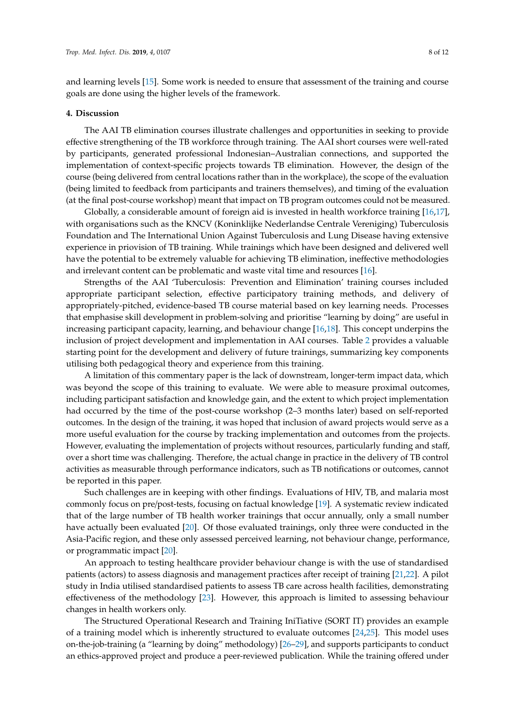and learning levels [15]. Some work is needed to ensure that assessment of the training and course goals are done using the higher levels of the framework.

## 4. Discussion

The AAI TB elimination courses illustrate challenges and opportunities in seeking to provide effective strengthening of the TB workforce through training. The AAI short courses were well-rated by participants, generated professional Indonesian–Australian connections, and supported the implementation of context-specific projects towards TB elimination. However, the design of the course (being delivered from central locations rather than in the workplace), the scope of the evaluation (being limited to feedback from participants and trainers themselves), and timing of the evaluation (at the final post-course workshop) meant that impact on TB program outcomes could not be measured.

Globally, a considerable amount of foreign aid is invested in health workforce training [16,17], with organisations such as the KNCV (Koninklijke Nederlandse Centrale Vereniging) Tuberculosis Foundation and The International Union Against Tuberculosis and Lung Disease having extensive experience in priovision of TB training. While trainings which have been designed and delivered well have the potential to be extremely valuable for achieving TB elimination, ineffective methodologies and irrelevant content can be problematic and waste vital time and resources [16].

Strengths of the AAI 'Tuberculosis: Prevention and Elimination' training courses included appropriate participant selection, effective participatory training methods, and delivery of appropriately-pitched, evidence-based TB course material based on key learning needs. Processes that emphasise skill development in problem-solving and prioritise "learning by doing" are useful in increasing participant capacity, learning, and behaviour change [16,18]. This concept underpins the inclusion of project development and implementation in AAI courses. Table 2 provides a valuable starting point for the development and delivery of future trainings, summarizing key components utilising both pedagogical theory and experience from this training.

A limitation of this commentary paper is the lack of downstream, longer-term impact data, which was beyond the scope of this training to evaluate. We were able to measure proximal outcomes, including participant satisfaction and knowledge gain, and the extent to which project implementation had occurred by the time of the post-course workshop (2–3 months later) based on self-reported outcomes. In the design of the training, it was hoped that inclusion of award projects would serve as a more useful evaluation for the course by tracking implementation and outcomes from the projects. However, evaluating the implementation of projects without resources, particularly funding and staff, over a short time was challenging. Therefore, the actual change in practice in the delivery of TB control activities as measurable through performance indicators, such as TB notifications or outcomes, cannot be reported in this paper.

Such challenges are in keeping with other findings. Evaluations of HIV, TB, and malaria most commonly focus on pre/post-tests, focusing on factual knowledge [19]. A systematic review indicated that of the large number of TB health worker trainings that occur annually, only a small number have actually been evaluated [20]. Of those evaluated trainings, only three were conducted in the Asia-Pacific region, and these only assessed perceived learning, not behaviour change, performance, or programmatic impact [20].

An approach to testing healthcare provider behaviour change is with the use of standardised patients (actors) to assess diagnosis and management practices after receipt of training [21,22]. A pilot study in India utilised standardised patients to assess TB care across health facilities, demonstrating effectiveness of the methodology [23]. However, this approach is limited to assessing behaviour changes in health workers only.

The Structured Operational Research and Training IniTiative (SORT IT) provides an example of a training model which is inherently structured to evaluate outcomes [24,25]. This model uses on-the-job-training (a "learning by doing" methodology) [26–29], and supports participants to conduct an ethics-approved project and produce a peer-reviewed publication. While the training offered under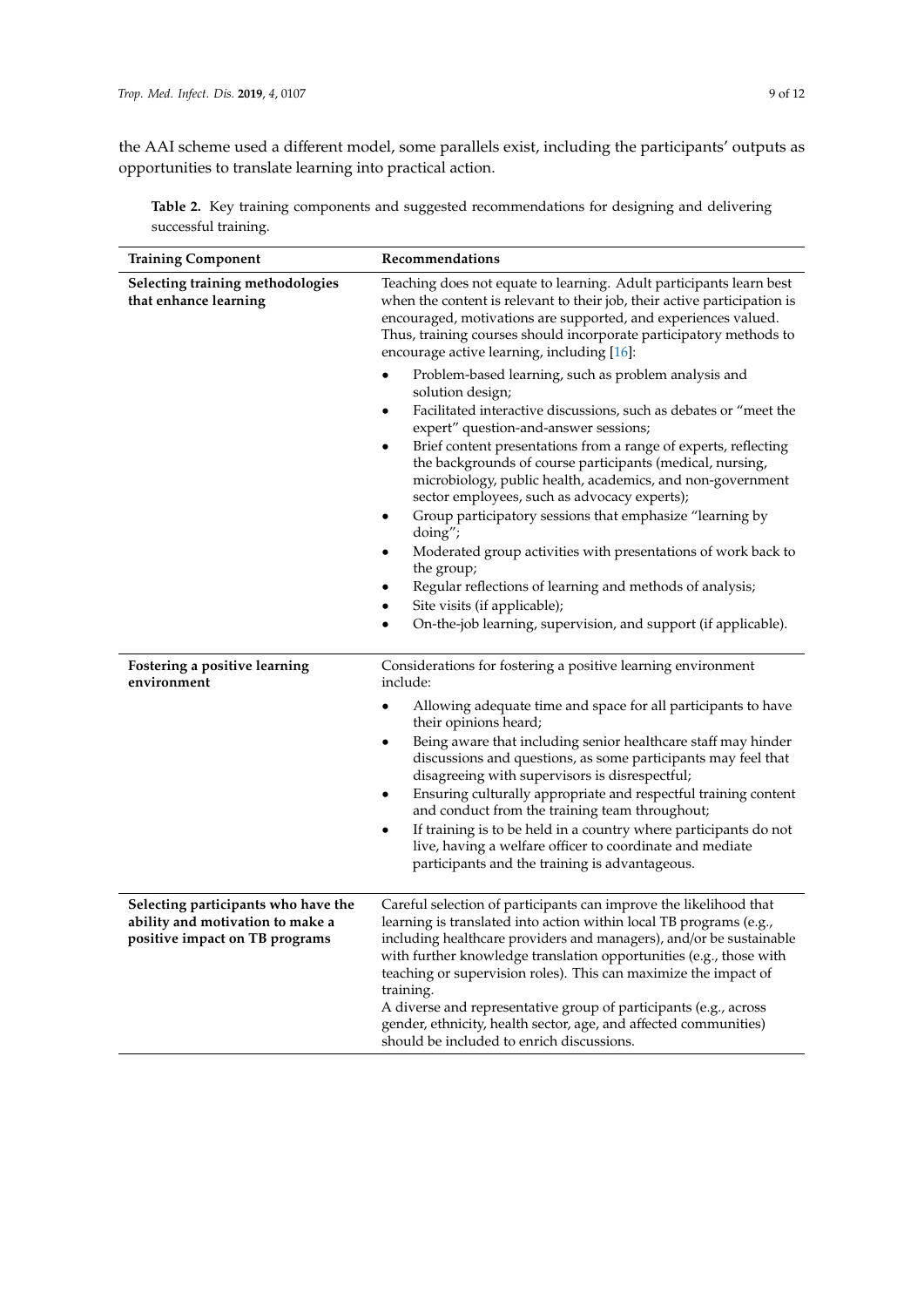the AAI scheme used a different model, some parallels exist, including the participants' outputs as opportunities to translate learning into practical action.

**Table 2.** Key training components and suggested recommendations for designing and delivering successful training.

| Training Component | Recommendations |
|---|---|
| **Selecting training methodologies that enhance learning** | Teaching does not equate to learning. Adult participants learn best when the content is relevant to their job, their active participation is encouraged, motivations are supported, and experiences valued. Thus, training courses should incorporate participatory methods to encourage active learning, including [16]: <br>• Problem-based learning, such as problem analysis and solution design; <br>• Facilitated interactive discussions, such as debates or "meet the expert" question-and-answer sessions; <br>• Brief content presentations from a range of experts, reflecting the backgrounds of course participants (medical, nursing, microbiology, public health, academics, and non-government sector employees, such as advocacy experts); <br>• Group participatory sessions that emphasize "learning by doing"; <br>• Moderated group activities with presentations of work back to the group; <br>• Regular reflections of learning and methods of analysis; <br>• Site visits (if applicable); <br>• On-the-job learning, supervision, and support (if applicable). |
| **Fostering a positive learning environment** | Considerations for fostering a positive learning environment include: <br>• Allowing adequate time and space for all participants to have their opinions heard; <br>• Being aware that including senior healthcare staff may hinder discussions and questions, as some participants may feel that disagreeing with supervisors is disrespectful; <br>• Ensuring culturally appropriate and respectful training content and conduct from the training team throughout; <br>• If training is to be held in a country where participants do not live, having a welfare officer to coordinate and mediate participants and the training is advantageous. |
| **Selecting participants who have the ability and motivation to make a positive impact on TB programs** | Careful selection of participants can improve the likelihood that learning is translated into action within local TB programs (e.g., including healthcare providers and managers), and/or be sustainable with further knowledge translation opportunities (e.g., those with teaching or supervision roles). This can maximize the impact of training. <br>A diverse and representative group of participants (e.g., across gender, ethnicity, health sector, age, and affected communities) should be included to enrich discussions. |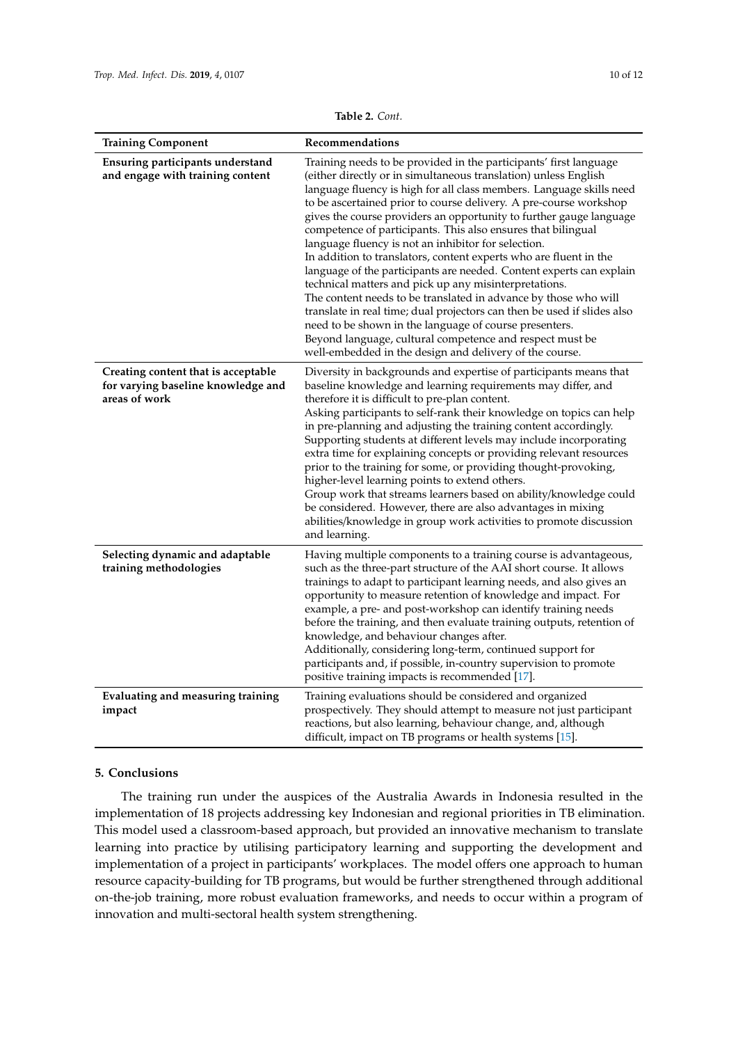**Table 2.** *Cont.*

| Training Component | Recommendations |
|---|---|
| **Ensuring participants understand and engage with training content** | Training needs to be provided in the participants' first language (either directly or in simultaneous translation) unless English language fluency is high for all class members. Language skills need to be ascertained prior to course delivery. A pre-course workshop gives the course providers an opportunity to further gauge language competence of participants. This also ensures that bilingual language fluency is not an inhibitor for selection.<br>In addition to translators, content experts who are fluent in the language of the participants are needed. Content experts can explain technical matters and pick up any misinterpretations.<br>The content needs to be translated in advance by those who will translate in real time; dual projectors can then be used if slides also need to be shown in the language of course presenters.<br>Beyond language, cultural competence and respect must be well-embedded in the design and delivery of the course. |
| **Creating content that is acceptable for varying baseline knowledge and areas of work** | Diversity in backgrounds and expertise of participants means that baseline knowledge and learning requirements may differ, and therefore it is difficult to pre-plan content.<br>Asking participants to self-rank their knowledge on topics can help in pre-planning and adjusting the training content accordingly.<br>Supporting students at different levels may include incorporating extra time for explaining concepts or providing relevant resources prior to the training for some, or providing thought-provoking, higher-level learning points to extend others.<br>Group work that streams learners based on ability/knowledge could be considered. However, there are also advantages in mixing abilities/knowledge in group work activities to promote discussion and learning. |
| **Selecting dynamic and adaptable training methodologies** | Having multiple components to a training course is advantageous, such as the three-part structure of the AAI short course. It allows trainings to adapt to participant learning needs, and also gives an opportunity to measure retention of knowledge and impact. For example, a pre- and post-workshop can identify training needs before the training, and then evaluate training outputs, retention of knowledge, and behaviour changes after.<br>Additionally, considering long-term, continued support for participants and, if possible, in-country supervision to promote positive training impacts is recommended [17]. |
| **Evaluating and measuring training impact** | Training evaluations should be considered and organized prospectively. They should attempt to measure not just participant reactions, but also learning, behaviour change, and, although difficult, impact on TB programs or health systems [15]. |

## 5. Conclusions

The training run under the auspices of the Australia Awards in Indonesia resulted in the implementation of 18 projects addressing key Indonesian and regional priorities in TB elimination. This model used a classroom-based approach, but provided an innovative mechanism to translate learning into practice by utilising participatory learning and supporting the development and implementation of a project in participants' workplaces. The model offers one approach to human resource capacity-building for TB programs, but would be further strengthened through additional on-the-job training, more robust evaluation frameworks, and needs to occur within a program of innovation and multi-sectoral health system strengthening.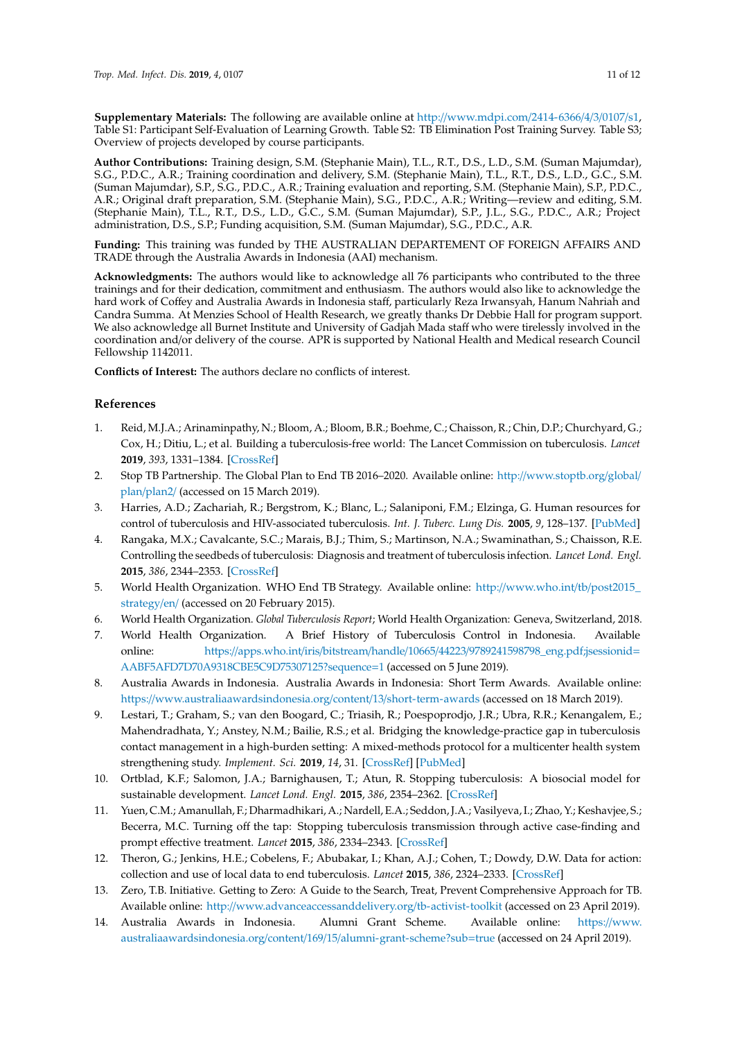**Supplementary Materials:** The following are available online at http://www.mdpi.com/2414-6366/4/3/0107/s1, Table S1: Participant Self-Evaluation of Learning Growth. Table S2: TB Elimination Post Training Survey. Table S3; Overview of projects developed by course participants.

**Author Contributions:** Training design, S.M. (Stephanie Main), T.L., R.T., D.S., L.D., S.M. (Suman Majumdar), S.G., P.D.C., A.R.; Training coordination and delivery, S.M. (Stephanie Main), T.L., R.T., D.S., L.D., G.C., S.M. (Suman Majumdar), S.P., S.G., P.D.C., A.R.; Training evaluation and reporting, S.M. (Stephanie Main), S.P., P.D.C., A.R.; Original draft preparation, S.M. (Stephanie Main), S.G., P.D.C., A.R.; Writing—review and editing, S.M. (Stephanie Main), T.L., R.T., D.S., L.D., G.C., S.M. (Suman Majumdar), S.P., J.L., S.G., P.D.C., A.R.; Project administration, D.S., S.P.; Funding acquisition, S.M. (Suman Majumdar), S.G., P.D.C., A.R.

**Funding:** This training was funded by THE AUSTRALIAN DEPARTEMENT OF FOREIGN AFFAIRS AND TRADE through the Australia Awards in Indonesia (AAI) mechanism.

**Acknowledgments:** The authors would like to acknowledge all 76 participants who contributed to the three trainings and for their dedication, commitment and enthusiasm. The authors would also like to acknowledge the hard work of Coffey and Australia Awards in Indonesia staff, particularly Reza Irwansyah, Hanum Nahriah and Candra Summa. At Menzies School of Health Research, we greatly thanks Dr Debbie Hall for program support. We also acknowledge all Burnet Institute and University of Gadjah Mada staff who were tirelessly involved in the coordination and/or delivery of the course. APR is supported by National Health and Medical research Council Fellowship 1142011.

**Conflicts of Interest:** The authors declare no conflicts of interest.

## References

1. Reid, M.J.A.; Arinaminpathy, N.; Bloom, A.; Bloom, B.R.; Boehme, C.; Chaisson, R.; Chin, D.P.; Churchyard, G.; Cox, H.; Ditiu, L.; et al. Building a tuberculosis-free world: The Lancet Commission on tuberculosis. *Lancet* **2019**, *393*, 1331–1384. [CrossRef]
2. Stop TB Partnership. The Global Plan to End TB 2016–2020. Available online: http://www.stoptb.org/global/plan/plan2/ (accessed on 15 March 2019).
3. Harries, A.D.; Zachariah, R.; Bergstrom, K.; Blanc, L.; Salaniponi, F.M.; Elzinga, G. Human resources for control of tuberculosis and HIV-associated tuberculosis. *Int. J. Tuberc. Lung Dis.* **2005**, *9*, 128–137. [PubMed]
4. Rangaka, M.X.; Cavalcante, S.C.; Marais, B.J.; Thim, S.; Martinson, N.A.; Swaminathan, S.; Chaisson, R.E. Controlling the seedbeds of tuberculosis: Diagnosis and treatment of tuberculosis infection. *Lancet Lond. Engl.* **2015**, *386*, 2344–2353. [CrossRef]
5. World Health Organization. WHO End TB Strategy. Available online: http://www.who.int/tb/post2015_strategy/en/ (accessed on 20 February 2015).
6. World Health Organization. *Global Tuberculosis Report*; World Health Organization: Geneva, Switzerland, 2018.
7. World Health Organization. A Brief History of Tuberculosis Control in Indonesia. Available online: https://apps.who.int/iris/bitstream/handle/10665/44223/9789241598798_eng.pdf;jsessionid=AABF5AFD7D70A9318CBE5C9D75307125?sequence=1 (accessed on 5 June 2019).
8. Australia Awards in Indonesia. Australia Awards in Indonesia: Short Term Awards. Available online: https://www.australiaawardsindonesia.org/content/13/short-term-awards (accessed on 18 March 2019).
9. Lestari, T.; Graham, S.; van den Boogard, C.; Triasih, R.; Poespoprodjo, J.R.; Ubra, R.R.; Kenangalem, E.; Mahendradhata, Y.; Anstey, N.M.; Bailie, R.S.; et al. Bridging the knowledge-practice gap in tuberculosis contact management in a high-burden setting: A mixed-methods protocol for a multicenter health system strengthening study. *Implement. Sci.* **2019**, *14*, 31. [CrossRef] [PubMed]
10. Ortblad, K.F.; Salomon, J.A.; Barnighausen, T.; Atun, R. Stopping tuberculosis: A biosocial model for sustainable development. *Lancet Lond. Engl.* **2015**, *386*, 2354–2362. [CrossRef]
11. Yuen, C.M.; Amanullah, F.; Dharmadhikari, A.; Nardell, E.A.; Seddon, J.A.; Vasilyeva, I.; Zhao, Y.; Keshavjee, S.; Becerra, M.C. Turning off the tap: Stopping tuberculosis transmission through active case-finding and prompt effective treatment. *Lancet* **2015**, *386*, 2334–2343. [CrossRef]
12. Theron, G.; Jenkins, H.E.; Cobelens, F.; Abubakar, I.; Khan, A.J.; Cohen, T.; Dowdy, D.W. Data for action: collection and use of local data to end tuberculosis. *Lancet* **2015**, *386*, 2324–2333. [CrossRef]
13. Zero, T.B. Initiative. Getting to Zero: A Guide to the Search, Treat, Prevent Comprehensive Approach for TB. Available online: http://www.advanceaccessanddelivery.org/tb-activist-toolkit (accessed on 23 April 2019).
14. Australia Awards in Indonesia. Alumni Grant Scheme. Available online: https://www.australiaawardsindonesia.org/content/169/15/alumni-grant-scheme?sub=true (accessed on 24 April 2019).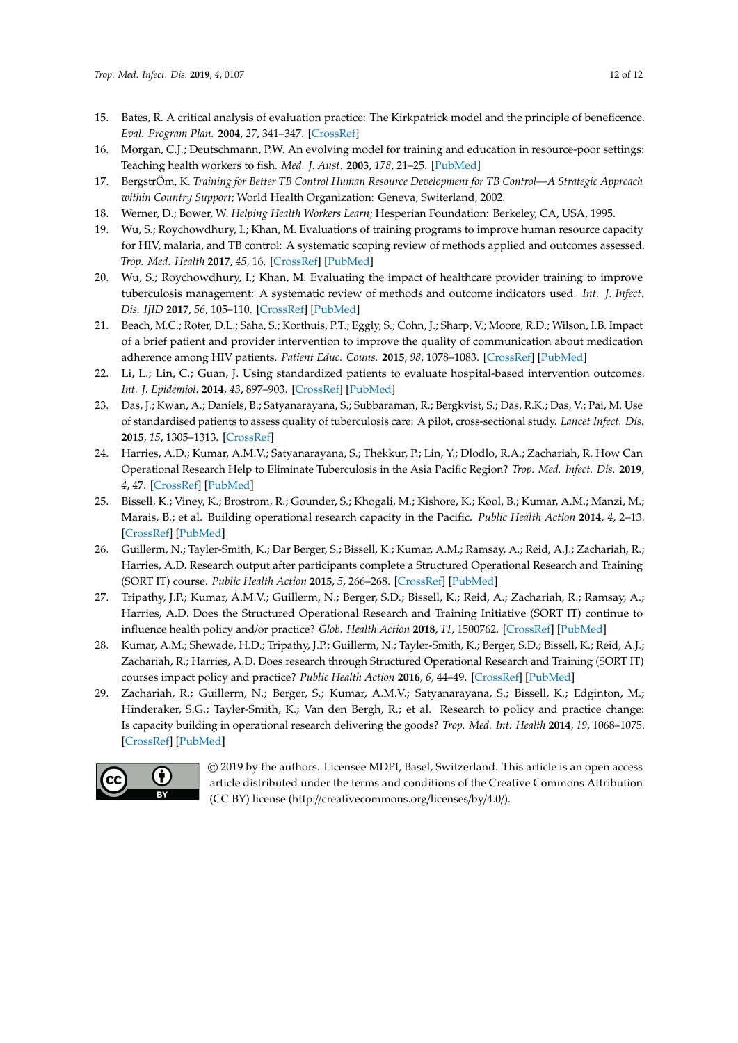15. Bates, R. A critical analysis of evaluation practice: The Kirkpatrick model and the principle of beneficence. *Eval. Program Plan.* **2004**, *27*, 341–347. [CrossRef]
16. Morgan, C.J.; Deutschmann, P.W. An evolving model for training and education in resource-poor settings: Teaching health workers to fish. *Med. J. Aust.* **2003**, *178*, 21–25. [PubMed]
17. BergstrÖm, K. *Training for Better TB Control Human Resource Development for TB Control—A Strategic Approach within Country Support*; World Health Organization: Geneva, Switerland, 2002.
18. Werner, D.; Bower, W. *Helping Health Workers Learn*; Hesperian Foundation: Berkeley, CA, USA, 1995.
19. Wu, S.; Roychowdhury, I.; Khan, M. Evaluations of training programs to improve human resource capacity for HIV, malaria, and TB control: A systematic scoping review of methods applied and outcomes assessed. *Trop. Med. Health* **2017**, *45*, 16. [CrossRef] [PubMed]
20. Wu, S.; Roychowdhury, I.; Khan, M. Evaluating the impact of healthcare provider training to improve tuberculosis management: A systematic review of methods and outcome indicators used. *Int. J. Infect. Dis. IJID* **2017**, *56*, 105–110. [CrossRef] [PubMed]
21. Beach, M.C.; Roter, D.L.; Saha, S.; Korthuis, P.T.; Eggly, S.; Cohn, J.; Sharp, V.; Moore, R.D.; Wilson, I.B. Impact of a brief patient and provider intervention to improve the quality of communication about medication adherence among HIV patients. *Patient Educ. Couns.* **2015**, *98*, 1078–1083. [CrossRef] [PubMed]
22. Li, L.; Lin, C.; Guan, J. Using standardized patients to evaluate hospital-based intervention outcomes. *Int. J. Epidemiol.* **2014**, *43*, 897–903. [CrossRef] [PubMed]
23. Das, J.; Kwan, A.; Daniels, B.; Satyanarayana, S.; Subbaraman, R.; Bergkvist, S.; Das, R.K.; Das, V.; Pai, M. Use of standardised patients to assess quality of tuberculosis care: A pilot, cross-sectional study. *Lancet Infect. Dis.* **2015**, *15*, 1305–1313. [CrossRef]
24. Harries, A.D.; Kumar, A.M.V.; Satyanarayana, S.; Thekkur, P.; Lin, Y.; Dlodlo, R.A.; Zachariah, R. How Can Operational Research Help to Eliminate Tuberculosis in the Asia Pacific Region? *Trop. Med. Infect. Dis.* **2019**, *4*, 47. [CrossRef] [PubMed]
25. Bissell, K.; Viney, K.; Brostrom, R.; Gounder, S.; Khogali, M.; Kishore, K.; Kool, B.; Kumar, A.M.; Manzi, M.; Marais, B.; et al. Building operational research capacity in the Pacific. *Public Health Action* **2014**, *4*, 2–13. [CrossRef] [PubMed]
26. Guillerm, N.; Tayler-Smith, K.; Dar Berger, S.; Bissell, K.; Kumar, A.M.; Ramsay, A.; Reid, A.J.; Zachariah, R.; Harries, A.D. Research output after participants complete a Structured Operational Research and Training (SORT IT) course. *Public Health Action* **2015**, *5*, 266–268. [CrossRef] [PubMed]
27. Tripathy, J.P.; Kumar, A.M.V.; Guillerm, N.; Berger, S.D.; Bissell, K.; Reid, A.; Zachariah, R.; Ramsay, A.; Harries, A.D. Does the Structured Operational Research and Training Initiative (SORT IT) continue to influence health policy and/or practice? *Glob. Health Action* **2018**, *11*, 1500762. [CrossRef] [PubMed]
28. Kumar, A.M.; Shewade, H.D.; Tripathy, J.P.; Guillerm, N.; Tayler-Smith, K.; Berger, S.D.; Bissell, K.; Reid, A.J.; Zachariah, R.; Harries, A.D. Does research through Structured Operational Research and Training (SORT IT) courses impact policy and practice? *Public Health Action* **2016**, *6*, 44–49. [CrossRef] [PubMed]
29. Zachariah, R.; Guillerm, N.; Berger, S.; Kumar, A.M.V.; Satyanarayana, S.; Bissell, K.; Edginton, M.; Hinderaker, S.G.; Tayler-Smith, K.; Van den Bergh, R.; et al. Research to policy and practice change: Is capacity building in operational research delivering the goods? *Trop. Med. Int. Health* **2014**, *19*, 1068–1075. [CrossRef] [PubMed]

© 2019 by the authors. Licensee MDPI, Basel, Switzerland. This article is an open access article distributed under the terms and conditions of the Creative Commons Attribution (CC BY) license (http://creativecommons.org/licenses/by/4.0/).